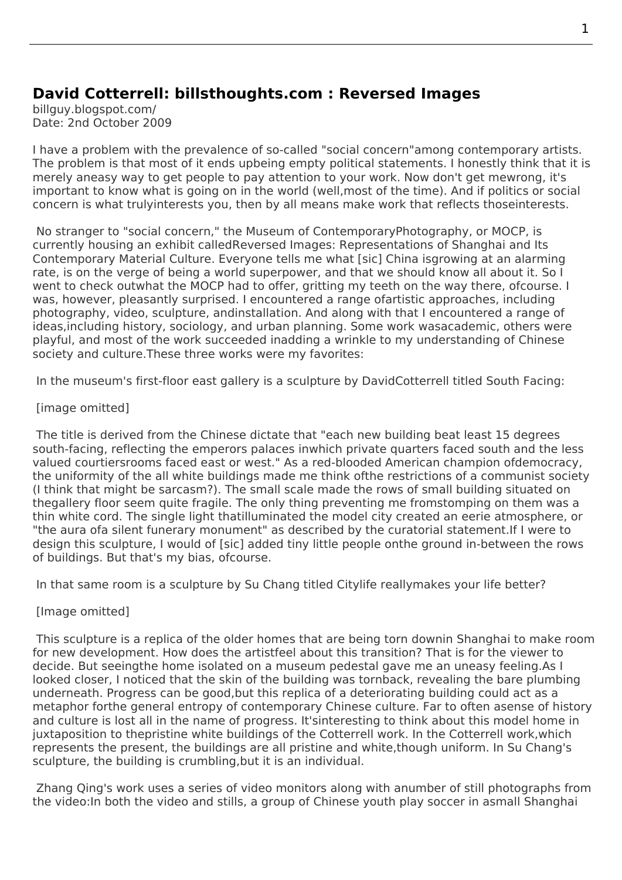## David Cotterrell: billsthoughts.com : Reversed Images

billguy.blogspot.com/
Date: 2nd October 2009

I have a problem with the prevalence of so-called "social concern"among contemporary artists. The problem is that most of it ends upbeing empty political statements. I honestly think that it is merely aneasy way to get people to pay attention to your work. Now don't get mewrong, it's important to know what is going on in the world (well,most of the time). And if politics or social concern is what trulyinterests you, then by all means make work that reflects thoseinterests.

No stranger to "social concern," the Museum of ContemporaryPhotography, or MOCP, is currently housing an exhibit calledReversed Images: Representations of Shanghai and Its Contemporary Material Culture. Everyone tells me what [sic] China isgrowing at an alarming rate, is on the verge of being a world superpower, and that we should know all about it. So I went to check outwhat the MOCP had to offer, gritting my teeth on the way there, ofcourse. I was, however, pleasantly surprised. I encountered a range ofartistic approaches, including photography, video, sculpture, andinstallation. And along with that I encountered a range of ideas,including history, sociology, and urban planning. Some work wasacademic, others were playful, and most of the work succeeded inadding a wrinkle to my understanding of Chinese society and culture.These three works were my favorites:

In the museum's first-floor east gallery is a sculpture by DavidCotterrell titled South Facing:

[image omitted]

The title is derived from the Chinese dictate that "each new building beat least 15 degrees south-facing, reflecting the emperors palaces inwhich private quarters faced south and the less valued courtiersrooms faced east or west." As a red-blooded American champion ofdemocracy, the uniformity of the all white buildings made me think ofthe restrictions of a communist society (I think that might be sarcasm?). The small scale made the rows of small building situated on thegallery floor seem quite fragile. The only thing preventing me fromstomping on them was a thin white cord. The single light thatilluminated the model city created an eerie atmosphere, or "the aura ofa silent funerary monument" as described by the curatorial statement.If I were to design this sculpture, I would of [sic] added tiny little people onthe ground in-between the rows of buildings. But that's my bias, ofcourse.

In that same room is a sculpture by Su Chang titled Citylife reallymakes your life better?

[Image omitted]

This sculpture is a replica of the older homes that are being torn downin Shanghai to make room for new development. How does the artistfeel about this transition? That is for the viewer to decide. But seeingthe home isolated on a museum pedestal gave me an uneasy feeling.As I looked closer, I noticed that the skin of the building was tornback, revealing the bare plumbing underneath. Progress can be good,but this replica of a deteriorating building could act as a metaphor forthe general entropy of contemporary Chinese culture. Far to often asense of history and culture is lost all in the name of progress. It'sinteresting to think about this model home in juxtaposition to thepristine white buildings of the Cotterrell work. In the Cotterrell work,which represents the present, the buildings are all pristine and white,though uniform. In Su Chang's sculpture, the building is crumbling,but it is an individual.

Zhang Qing's work uses a series of video monitors along with anumber of still photographs from the video:In both the video and stills, a group of Chinese youth play soccer in asmall Shanghai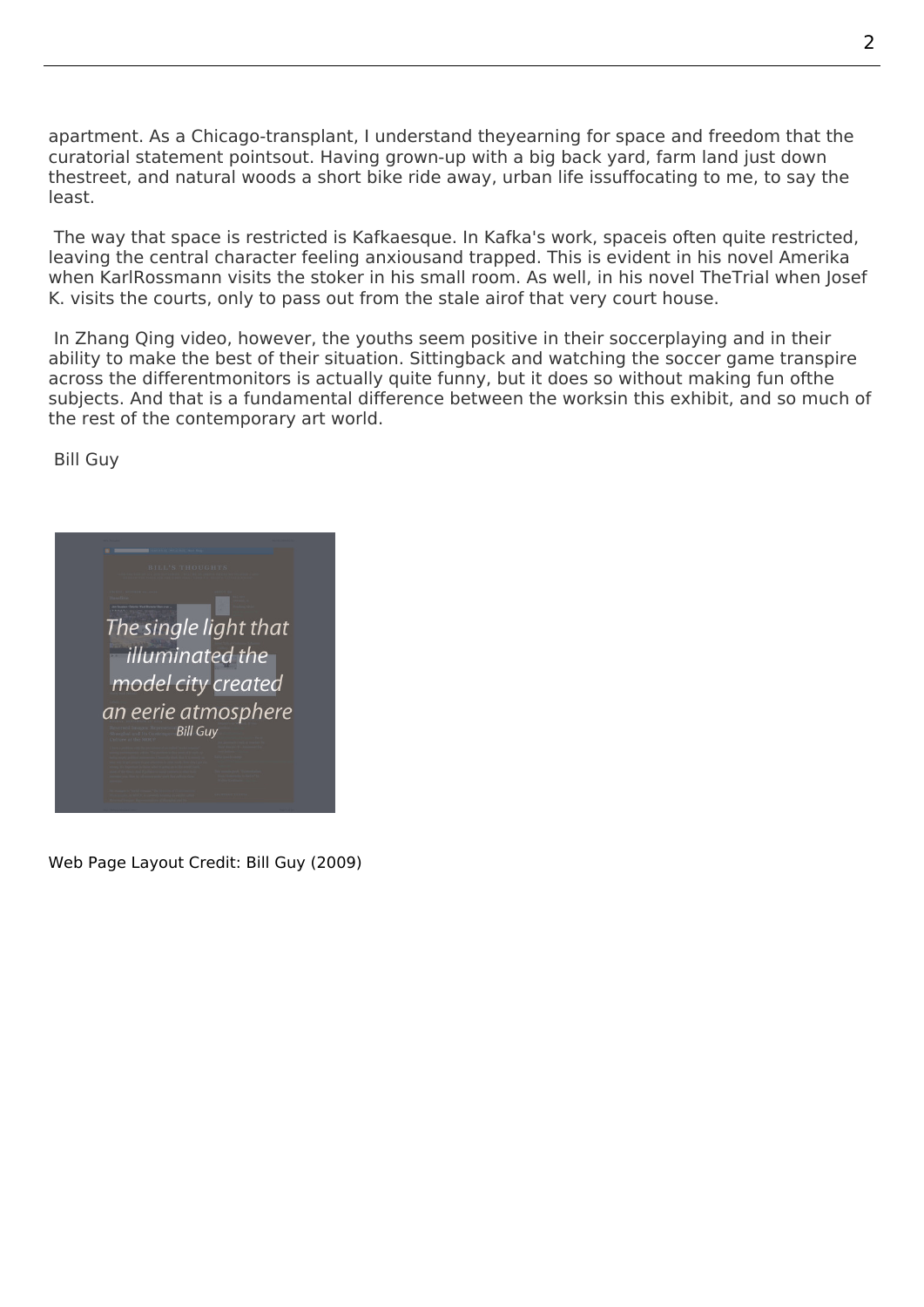apartment. As a Chicago-transplant, I understand theyearning for space and freedom that the curatorial statement pointsout. Having grown-up with a big back yard, farm land just down thestreet, and natural woods a short bike ride away, urban life issuffocating to me, to say the least.

The way that space is restricted is Kafkaesque. In Kafka's work, spaceis often quite restricted, leaving the central character feeling anxiousand trapped. This is evident in his novel Amerika when KarlRossmann visits the stoker in his small room. As well, in his novel TheTrial when Josef K. visits the courts, only to pass out from the stale airof that very court house.

In Zhang Qing video, however, the youths seem positive in their soccerplaying and in their ability to make the best of their situation. Sittingback and watching the soccer game transpire across the differentmonitors is actually quite funny, but it does so without making fun ofthe subjects. And that is a fundamental difference between the worksin this exhibit, and so much of the rest of the contemporary art world.

Bill Guy

*The single light that illuminated the model city created an eerie atmosphere*
*Bill Guy*

Web Page Layout Credit: Bill Guy (2009)